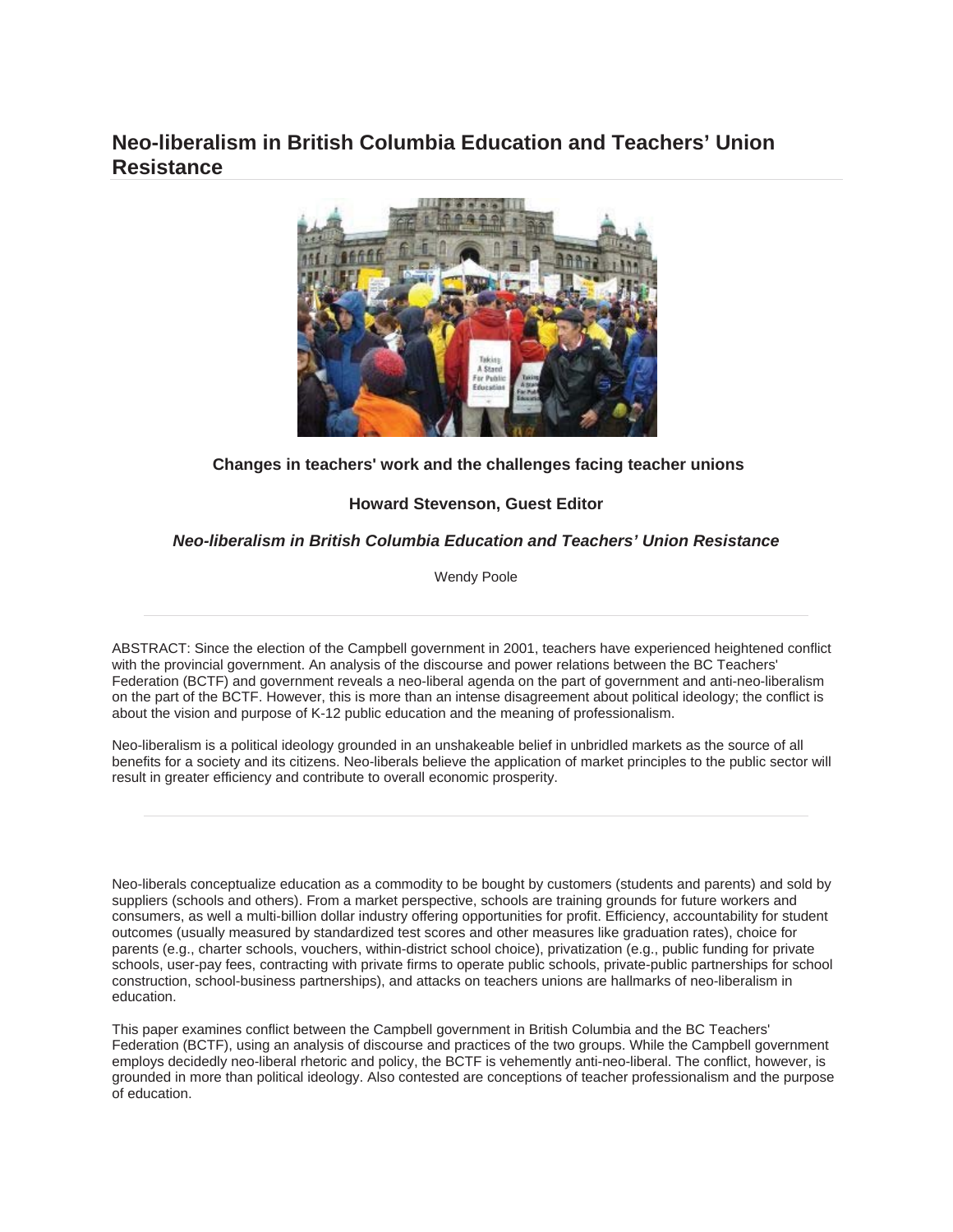# Neo-liberalism in British Columbia Education and Teachers' Union Resistance

### Changes in teachers' work and the challenges facing teacher unions

### Howard Stevenson, Guest Editor

### *Neo-liberalism in British Columbia Education and Teachers' Union Resistance*

Wendy Poole

---

ABSTRACT: Since the election of the Campbell government in 2001, teachers have experienced heightened conflict with the provincial government. An analysis of the discourse and power relations between the BC Teachers' Federation (BCTF) and government reveals a neo-liberal agenda on the part of government and anti-neo-liberalism on the part of the BCTF. However, this is more than an intense disagreement about political ideology; the conflict is about the vision and purpose of K-12 public education and the meaning of professionalism.

Neo-liberalism is a political ideology grounded in an unshakeable belief in unbridled markets as the source of all benefits for a society and its citizens. Neo-liberals believe the application of market principles to the public sector will result in greater efficiency and contribute to overall economic prosperity.

---

Neo-liberals conceptualize education as a commodity to be bought by customers (students and parents) and sold by suppliers (schools and others). From a market perspective, schools are training grounds for future workers and consumers, as well a multi-billion dollar industry offering opportunities for profit. Efficiency, accountability for student outcomes (usually measured by standardized test scores and other measures like graduation rates), choice for parents (e.g., charter schools, vouchers, within-district school choice), privatization (e.g., public funding for private schools, user-pay fees, contracting with private firms to operate public schools, private-public partnerships for school construction, school-business partnerships), and attacks on teachers unions are hallmarks of neo-liberalism in education.

This paper examines conflict between the Campbell government in British Columbia and the BC Teachers' Federation (BCTF), using an analysis of discourse and practices of the two groups. While the Campbell government employs decidedly neo-liberal rhetoric and policy, the BCTF is vehemently anti-neo-liberal. The conflict, however, is grounded in more than political ideology. Also contested are conceptions of teacher professionalism and the purpose of education.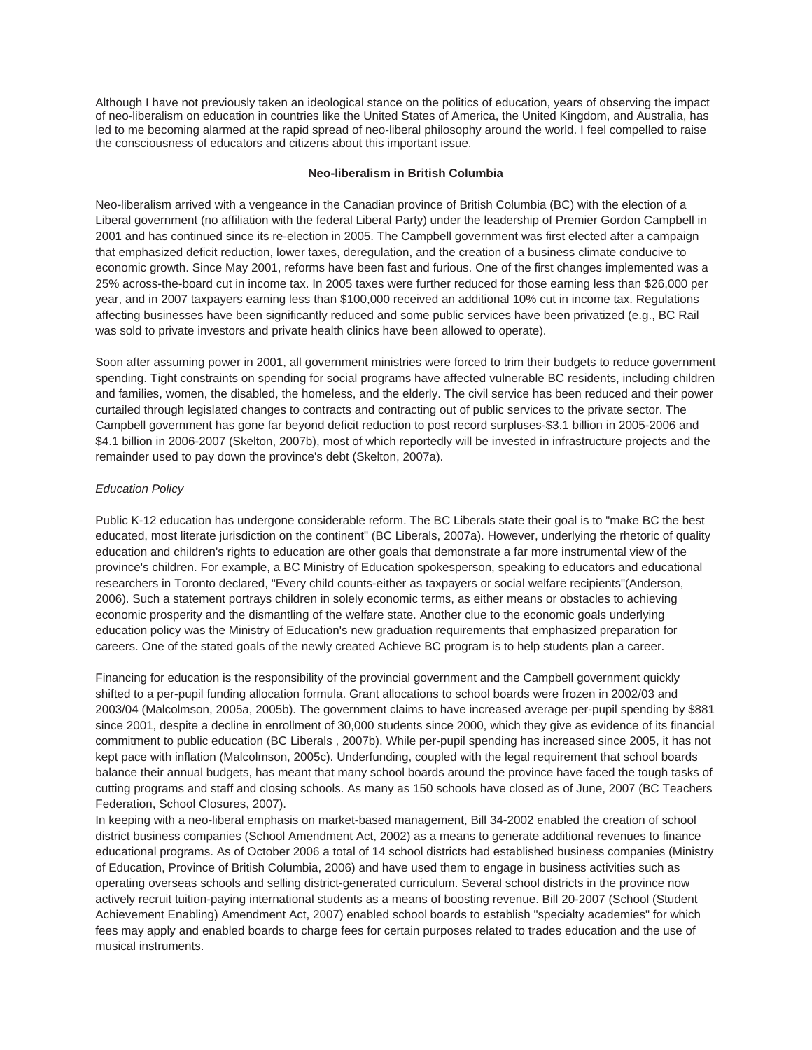Although I have not previously taken an ideological stance on the politics of education, years of observing the impact of neo-liberalism on education in countries like the United States of America, the United Kingdom, and Australia, has led to me becoming alarmed at the rapid spread of neo-liberal philosophy around the world. I feel compelled to raise the consciousness of educators and citizens about this important issue.

## Neo-liberalism in British Columbia

Neo-liberalism arrived with a vengeance in the Canadian province of British Columbia (BC) with the election of a Liberal government (no affiliation with the federal Liberal Party) under the leadership of Premier Gordon Campbell in 2001 and has continued since its re-election in 2005. The Campbell government was first elected after a campaign that emphasized deficit reduction, lower taxes, deregulation, and the creation of a business climate conducive to economic growth. Since May 2001, reforms have been fast and furious. One of the first changes implemented was a 25% across-the-board cut in income tax. In 2005 taxes were further reduced for those earning less than $26,000 per year, and in 2007 taxpayers earning less than $100,000 received an additional 10% cut in income tax. Regulations affecting businesses have been significantly reduced and some public services have been privatized (e.g., BC Rail was sold to private investors and private health clinics have been allowed to operate).

Soon after assuming power in 2001, all government ministries were forced to trim their budgets to reduce government spending. Tight constraints on spending for social programs have affected vulnerable BC residents, including children and families, women, the disabled, the homeless, and the elderly. The civil service has been reduced and their power curtailed through legislated changes to contracts and contracting out of public services to the private sector. The Campbell government has gone far beyond deficit reduction to post record surpluses-$3.1 billion in 2005-2006 and $4.1 billion in 2006-2007 (Skelton, 2007b), most of which reportedly will be invested in infrastructure projects and the remainder used to pay down the province's debt (Skelton, 2007a).

### *Education Policy*

Public K-12 education has undergone considerable reform. The BC Liberals state their goal is to "make BC the best educated, most literate jurisdiction on the continent" (BC Liberals, 2007a). However, underlying the rhetoric of quality education and children's rights to education are other goals that demonstrate a far more instrumental view of the province's children. For example, a BC Ministry of Education spokesperson, speaking to educators and educational researchers in Toronto declared, "Every child counts-either as taxpayers or social welfare recipients"(Anderson, 2006). Such a statement portrays children in solely economic terms, as either means or obstacles to achieving economic prosperity and the dismantling of the welfare state. Another clue to the economic goals underlying education policy was the Ministry of Education's new graduation requirements that emphasized preparation for careers. One of the stated goals of the newly created Achieve BC program is to help students plan a career.

Financing for education is the responsibility of the provincial government and the Campbell government quickly shifted to a per-pupil funding allocation formula. Grant allocations to school boards were frozen in 2002/03 and 2003/04 (Malcolmson, 2005a, 2005b). The government claims to have increased average per-pupil spending by $881 since 2001, despite a decline in enrollment of 30,000 students since 2000, which they give as evidence of its financial commitment to public education (BC Liberals , 2007b). While per-pupil spending has increased since 2005, it has not kept pace with inflation (Malcolmson, 2005c). Underfunding, coupled with the legal requirement that school boards balance their annual budgets, has meant that many school boards around the province have faced the tough tasks of cutting programs and staff and closing schools. As many as 150 schools have closed as of June, 2007 (BC Teachers Federation, School Closures, 2007).

In keeping with a neo-liberal emphasis on market-based management, Bill 34-2002 enabled the creation of school district business companies (School Amendment Act, 2002) as a means to generate additional revenues to finance educational programs. As of October 2006 a total of 14 school districts had established business companies (Ministry of Education, Province of British Columbia, 2006) and have used them to engage in business activities such as operating overseas schools and selling district-generated curriculum. Several school districts in the province now actively recruit tuition-paying international students as a means of boosting revenue. Bill 20-2007 (School (Student Achievement Enabling) Amendment Act, 2007) enabled school boards to establish "specialty academies" for which fees may apply and enabled boards to charge fees for certain purposes related to trades education and the use of musical instruments.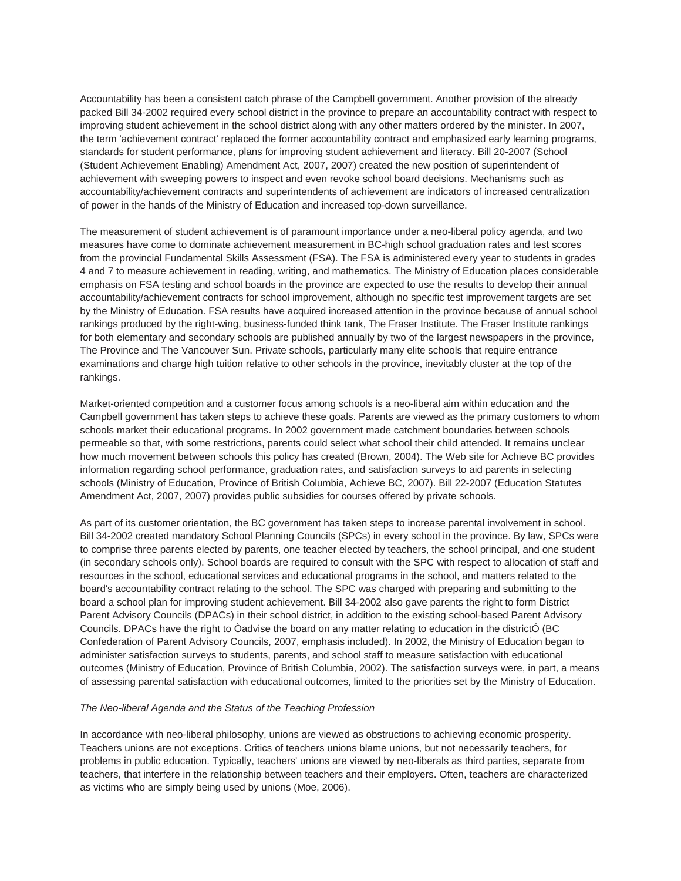Accountability has been a consistent catch phrase of the Campbell government. Another provision of the already packed Bill 34-2002 required every school district in the province to prepare an accountability contract with respect to improving student achievement in the school district along with any other matters ordered by the minister. In 2007, the term 'achievement contract' replaced the former accountability contract and emphasized early learning programs, standards for student performance, plans for improving student achievement and literacy. Bill 20-2007 (School (Student Achievement Enabling) Amendment Act, 2007, 2007) created the new position of superintendent of achievement with sweeping powers to inspect and even revoke school board decisions. Mechanisms such as accountability/achievement contracts and superintendents of achievement are indicators of increased centralization of power in the hands of the Ministry of Education and increased top-down surveillance.

The measurement of student achievement is of paramount importance under a neo-liberal policy agenda, and two measures have come to dominate achievement measurement in BC-high school graduation rates and test scores from the provincial Fundamental Skills Assessment (FSA). The FSA is administered every year to students in grades 4 and 7 to measure achievement in reading, writing, and mathematics. The Ministry of Education places considerable emphasis on FSA testing and school boards in the province are expected to use the results to develop their annual accountability/achievement contracts for school improvement, although no specific test improvement targets are set by the Ministry of Education. FSA results have acquired increased attention in the province because of annual school rankings produced by the right-wing, business-funded think tank, The Fraser Institute. The Fraser Institute rankings for both elementary and secondary schools are published annually by two of the largest newspapers in the province, The Province and The Vancouver Sun. Private schools, particularly many elite schools that require entrance examinations and charge high tuition relative to other schools in the province, inevitably cluster at the top of the rankings.

Market-oriented competition and a customer focus among schools is a neo-liberal aim within education and the Campbell government has taken steps to achieve these goals. Parents are viewed as the primary customers to whom schools market their educational programs. In 2002 government made catchment boundaries between schools permeable so that, with some restrictions, parents could select what school their child attended. It remains unclear how much movement between schools this policy has created (Brown, 2004). The Web site for Achieve BC provides information regarding school performance, graduation rates, and satisfaction surveys to aid parents in selecting schools (Ministry of Education, Province of British Columbia, Achieve BC, 2007). Bill 22-2007 (Education Statutes Amendment Act, 2007, 2007) provides public subsidies for courses offered by private schools.

As part of its customer orientation, the BC government has taken steps to increase parental involvement in school. Bill 34-2002 created mandatory School Planning Councils (SPCs) in every school in the province. By law, SPCs were to comprise three parents elected by parents, one teacher elected by teachers, the school principal, and one student (in secondary schools only). School boards are required to consult with the SPC with respect to allocation of staff and resources in the school, educational services and educational programs in the school, and matters related to the board's accountability contract relating to the school. The SPC was charged with preparing and submitting to the board a school plan for improving student achievement. Bill 34-2002 also gave parents the right to form District Parent Advisory Councils (DPACs) in their school district, in addition to the existing school-based Parent Advisory Councils. DPACs have the right to Òadvise the board on any matter relating to education in the districtÓ (BC Confederation of Parent Advisory Councils, 2007, emphasis included). In 2002, the Ministry of Education began to administer satisfaction surveys to students, parents, and school staff to measure satisfaction with educational outcomes (Ministry of Education, Province of British Columbia, 2002). The satisfaction surveys were, in part, a means of assessing parental satisfaction with educational outcomes, limited to the priorities set by the Ministry of Education.

*The Neo-liberal Agenda and the Status of the Teaching Profession*

In accordance with neo-liberal philosophy, unions are viewed as obstructions to achieving economic prosperity. Teachers unions are not exceptions. Critics of teachers unions blame unions, but not necessarily teachers, for problems in public education. Typically, teachers' unions are viewed by neo-liberals as third parties, separate from teachers, that interfere in the relationship between teachers and their employers. Often, teachers are characterized as victims who are simply being used by unions (Moe, 2006).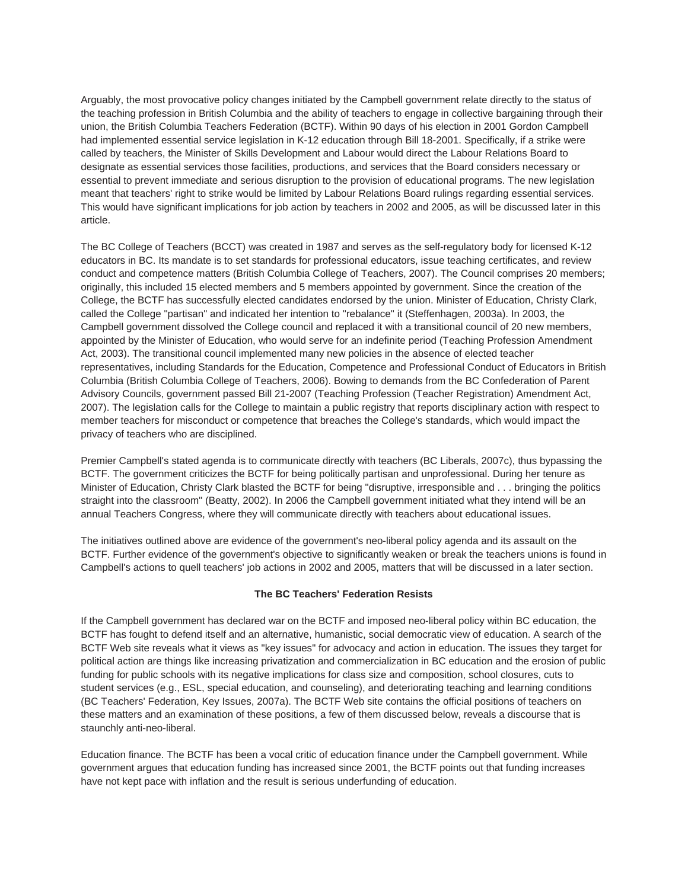Arguably, the most provocative policy changes initiated by the Campbell government relate directly to the status of the teaching profession in British Columbia and the ability of teachers to engage in collective bargaining through their union, the British Columbia Teachers Federation (BCTF). Within 90 days of his election in 2001 Gordon Campbell had implemented essential service legislation in K-12 education through Bill 18-2001. Specifically, if a strike were called by teachers, the Minister of Skills Development and Labour would direct the Labour Relations Board to designate as essential services those facilities, productions, and services that the Board considers necessary or essential to prevent immediate and serious disruption to the provision of educational programs. The new legislation meant that teachers' right to strike would be limited by Labour Relations Board rulings regarding essential services. This would have significant implications for job action by teachers in 2002 and 2005, as will be discussed later in this article.

The BC College of Teachers (BCCT) was created in 1987 and serves as the self-regulatory body for licensed K-12 educators in BC. Its mandate is to set standards for professional educators, issue teaching certificates, and review conduct and competence matters (British Columbia College of Teachers, 2007). The Council comprises 20 members; originally, this included 15 elected members and 5 members appointed by government. Since the creation of the College, the BCTF has successfully elected candidates endorsed by the union. Minister of Education, Christy Clark, called the College "partisan" and indicated her intention to "rebalance" it (Steffenhagen, 2003a). In 2003, the Campbell government dissolved the College council and replaced it with a transitional council of 20 new members, appointed by the Minister of Education, who would serve for an indefinite period (Teaching Profession Amendment Act, 2003). The transitional council implemented many new policies in the absence of elected teacher representatives, including Standards for the Education, Competence and Professional Conduct of Educators in British Columbia (British Columbia College of Teachers, 2006). Bowing to demands from the BC Confederation of Parent Advisory Councils, government passed Bill 21-2007 (Teaching Profession (Teacher Registration) Amendment Act, 2007). The legislation calls for the College to maintain a public registry that reports disciplinary action with respect to member teachers for misconduct or competence that breaches the College's standards, which would impact the privacy of teachers who are disciplined.

Premier Campbell's stated agenda is to communicate directly with teachers (BC Liberals, 2007c), thus bypassing the BCTF. The government criticizes the BCTF for being politically partisan and unprofessional. During her tenure as Minister of Education, Christy Clark blasted the BCTF for being "disruptive, irresponsible and . . . bringing the politics straight into the classroom" (Beatty, 2002). In 2006 the Campbell government initiated what they intend will be an annual Teachers Congress, where they will communicate directly with teachers about educational issues.

The initiatives outlined above are evidence of the government's neo-liberal policy agenda and its assault on the BCTF. Further evidence of the government's objective to significantly weaken or break the teachers unions is found in Campbell's actions to quell teachers' job actions in 2002 and 2005, matters that will be discussed in a later section.

**The BC Teachers' Federation Resists**

If the Campbell government has declared war on the BCTF and imposed neo-liberal policy within BC education, the BCTF has fought to defend itself and an alternative, humanistic, social democratic view of education. A search of the BCTF Web site reveals what it views as "key issues" for advocacy and action in education. The issues they target for political action are things like increasing privatization and commercialization in BC education and the erosion of public funding for public schools with its negative implications for class size and composition, school closures, cuts to student services (e.g., ESL, special education, and counseling), and deteriorating teaching and learning conditions (BC Teachers' Federation, Key Issues, 2007a). The BCTF Web site contains the official positions of teachers on these matters and an examination of these positions, a few of them discussed below, reveals a discourse that is staunchly anti-neo-liberal.

Education finance. The BCTF has been a vocal critic of education finance under the Campbell government. While government argues that education funding has increased since 2001, the BCTF points out that funding increases have not kept pace with inflation and the result is serious underfunding of education.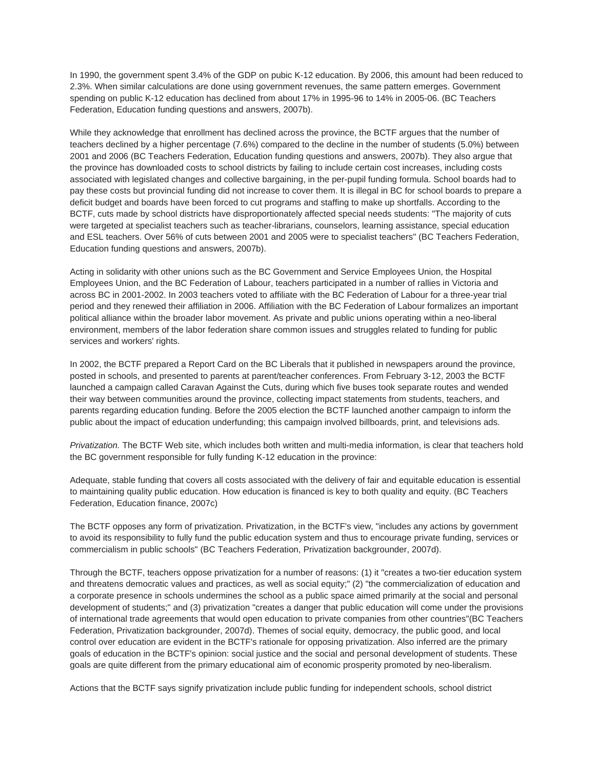In 1990, the government spent 3.4% of the GDP on pubic K-12 education. By 2006, this amount had been reduced to 2.3%. When similar calculations are done using government revenues, the same pattern emerges. Government spending on public K-12 education has declined from about 17% in 1995-96 to 14% in 2005-06. (BC Teachers Federation, Education funding questions and answers, 2007b).

While they acknowledge that enrollment has declined across the province, the BCTF argues that the number of teachers declined by a higher percentage (7.6%) compared to the decline in the number of students (5.0%) between 2001 and 2006 (BC Teachers Federation, Education funding questions and answers, 2007b). They also argue that the province has downloaded costs to school districts by failing to include certain cost increases, including costs associated with legislated changes and collective bargaining, in the per-pupil funding formula. School boards had to pay these costs but provincial funding did not increase to cover them. It is illegal in BC for school boards to prepare a deficit budget and boards have been forced to cut programs and staffing to make up shortfalls. According to the BCTF, cuts made by school districts have disproportionately affected special needs students: "The majority of cuts were targeted at specialist teachers such as teacher-librarians, counselors, learning assistance, special education and ESL teachers. Over 56% of cuts between 2001 and 2005 were to specialist teachers" (BC Teachers Federation, Education funding questions and answers, 2007b).

Acting in solidarity with other unions such as the BC Government and Service Employees Union, the Hospital Employees Union, and the BC Federation of Labour, teachers participated in a number of rallies in Victoria and across BC in 2001-2002. In 2003 teachers voted to affiliate with the BC Federation of Labour for a three-year trial period and they renewed their affiliation in 2006. Affiliation with the BC Federation of Labour formalizes an important political alliance within the broader labor movement. As private and public unions operating within a neo-liberal environment, members of the labor federation share common issues and struggles related to funding for public services and workers' rights.

In 2002, the BCTF prepared a Report Card on the BC Liberals that it published in newspapers around the province, posted in schools, and presented to parents at parent/teacher conferences. From February 3-12, 2003 the BCTF launched a campaign called Caravan Against the Cuts, during which five buses took separate routes and wended their way between communities around the province, collecting impact statements from students, teachers, and parents regarding education funding. Before the 2005 election the BCTF launched another campaign to inform the public about the impact of education underfunding; this campaign involved billboards, print, and televisions ads.

*Privatization.* The BCTF Web site, which includes both written and multi-media information, is clear that teachers hold the BC government responsible for fully funding K-12 education in the province:

Adequate, stable funding that covers all costs associated with the delivery of fair and equitable education is essential to maintaining quality public education. How education is financed is key to both quality and equity. (BC Teachers Federation, Education finance, 2007c)

The BCTF opposes any form of privatization. Privatization, in the BCTF's view, "includes any actions by government to avoid its responsibility to fully fund the public education system and thus to encourage private funding, services or commercialism in public schools" (BC Teachers Federation, Privatization backgrounder, 2007d).

Through the BCTF, teachers oppose privatization for a number of reasons: (1) it "creates a two-tier education system and threatens democratic values and practices, as well as social equity;" (2) "the commercialization of education and a corporate presence in schools undermines the school as a public space aimed primarily at the social and personal development of students;" and (3) privatization "creates a danger that public education will come under the provisions of international trade agreements that would open education to private companies from other countries"(BC Teachers Federation, Privatization backgrounder, 2007d). Themes of social equity, democracy, the public good, and local control over education are evident in the BCTF's rationale for opposing privatization. Also inferred are the primary goals of education in the BCTF's opinion: social justice and the social and personal development of students. These goals are quite different from the primary educational aim of economic prosperity promoted by neo-liberalism.

Actions that the BCTF says signify privatization include public funding for independent schools, school district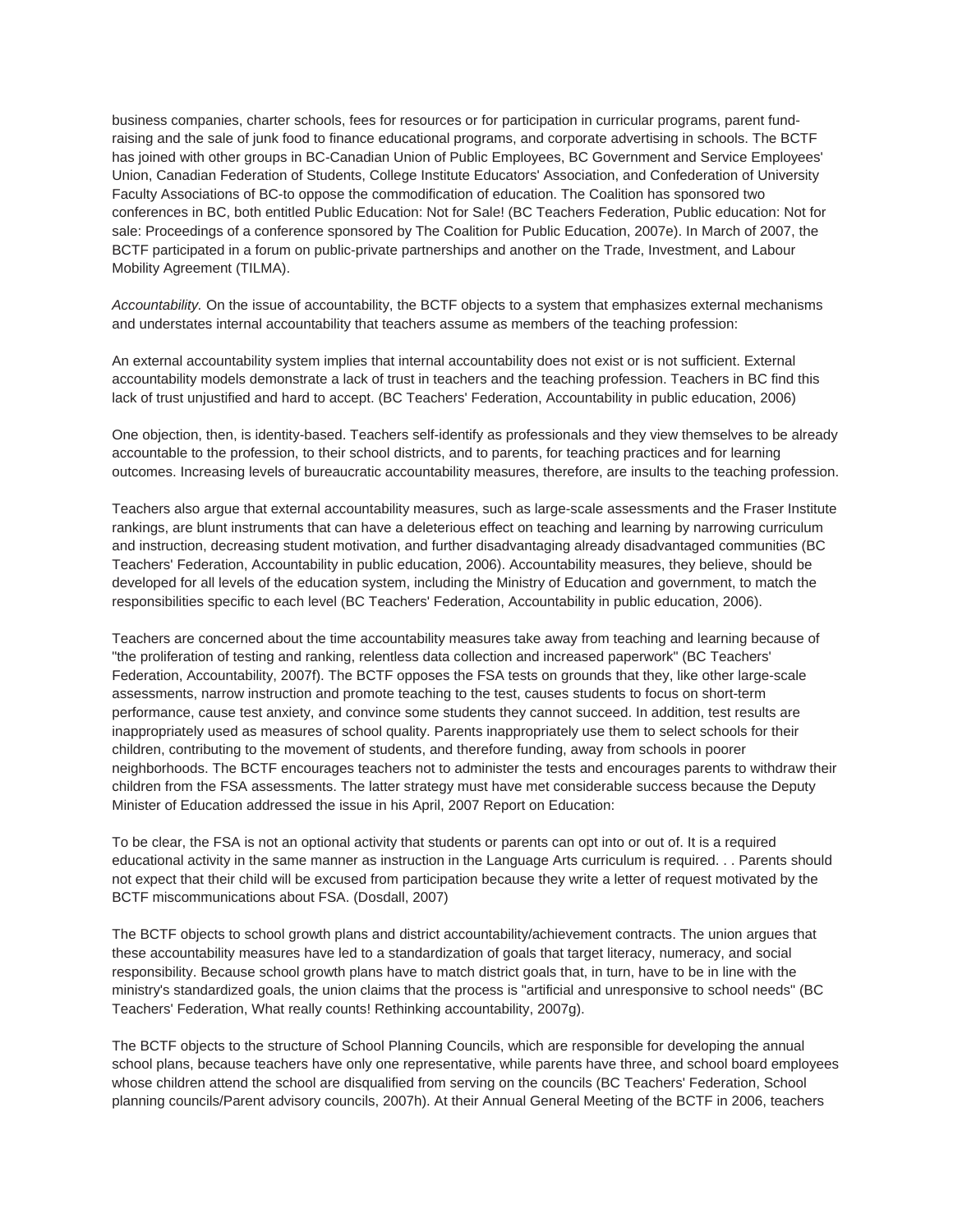business companies, charter schools, fees for resources or for participation in curricular programs, parent fund-raising and the sale of junk food to finance educational programs, and corporate advertising in schools. The BCTF has joined with other groups in BC-Canadian Union of Public Employees, BC Government and Service Employees' Union, Canadian Federation of Students, College Institute Educators' Association, and Confederation of University Faculty Associations of BC-to oppose the commodification of education. The Coalition has sponsored two conferences in BC, both entitled Public Education: Not for Sale! (BC Teachers Federation, Public education: Not for sale: Proceedings of a conference sponsored by The Coalition for Public Education, 2007e). In March of 2007, the BCTF participated in a forum on public-private partnerships and another on the Trade, Investment, and Labour Mobility Agreement (TILMA).

*Accountability.* On the issue of accountability, the BCTF objects to a system that emphasizes external mechanisms and understates internal accountability that teachers assume as members of the teaching profession:

An external accountability system implies that internal accountability does not exist or is not sufficient. External accountability models demonstrate a lack of trust in teachers and the teaching profession. Teachers in BC find this lack of trust unjustified and hard to accept. (BC Teachers' Federation, Accountability in public education, 2006)

One objection, then, is identity-based. Teachers self-identify as professionals and they view themselves to be already accountable to the profession, to their school districts, and to parents, for teaching practices and for learning outcomes. Increasing levels of bureaucratic accountability measures, therefore, are insults to the teaching profession.

Teachers also argue that external accountability measures, such as large-scale assessments and the Fraser Institute rankings, are blunt instruments that can have a deleterious effect on teaching and learning by narrowing curriculum and instruction, decreasing student motivation, and further disadvantaging already disadvantaged communities (BC Teachers' Federation, Accountability in public education, 2006). Accountability measures, they believe, should be developed for all levels of the education system, including the Ministry of Education and government, to match the responsibilities specific to each level (BC Teachers' Federation, Accountability in public education, 2006).

Teachers are concerned about the time accountability measures take away from teaching and learning because of "the proliferation of testing and ranking, relentless data collection and increased paperwork" (BC Teachers' Federation, Accountability, 2007f). The BCTF opposes the FSA tests on grounds that they, like other large-scale assessments, narrow instruction and promote teaching to the test, causes students to focus on short-term performance, cause test anxiety, and convince some students they cannot succeed. In addition, test results are inappropriately used as measures of school quality. Parents inappropriately use them to select schools for their children, contributing to the movement of students, and therefore funding, away from schools in poorer neighborhoods. The BCTF encourages teachers not to administer the tests and encourages parents to withdraw their children from the FSA assessments. The latter strategy must have met considerable success because the Deputy Minister of Education addressed the issue in his April, 2007 Report on Education:

To be clear, the FSA is not an optional activity that students or parents can opt into or out of. It is a required educational activity in the same manner as instruction in the Language Arts curriculum is required. . . Parents should not expect that their child will be excused from participation because they write a letter of request motivated by the BCTF miscommunications about FSA. (Dosdall, 2007)

The BCTF objects to school growth plans and district accountability/achievement contracts. The union argues that these accountability measures have led to a standardization of goals that target literacy, numeracy, and social responsibility. Because school growth plans have to match district goals that, in turn, have to be in line with the ministry's standardized goals, the union claims that the process is "artificial and unresponsive to school needs" (BC Teachers' Federation, What really counts! Rethinking accountability, 2007g).

The BCTF objects to the structure of School Planning Councils, which are responsible for developing the annual school plans, because teachers have only one representative, while parents have three, and school board employees whose children attend the school are disqualified from serving on the councils (BC Teachers' Federation, School planning councils/Parent advisory councils, 2007h). At their Annual General Meeting of the BCTF in 2006, teachers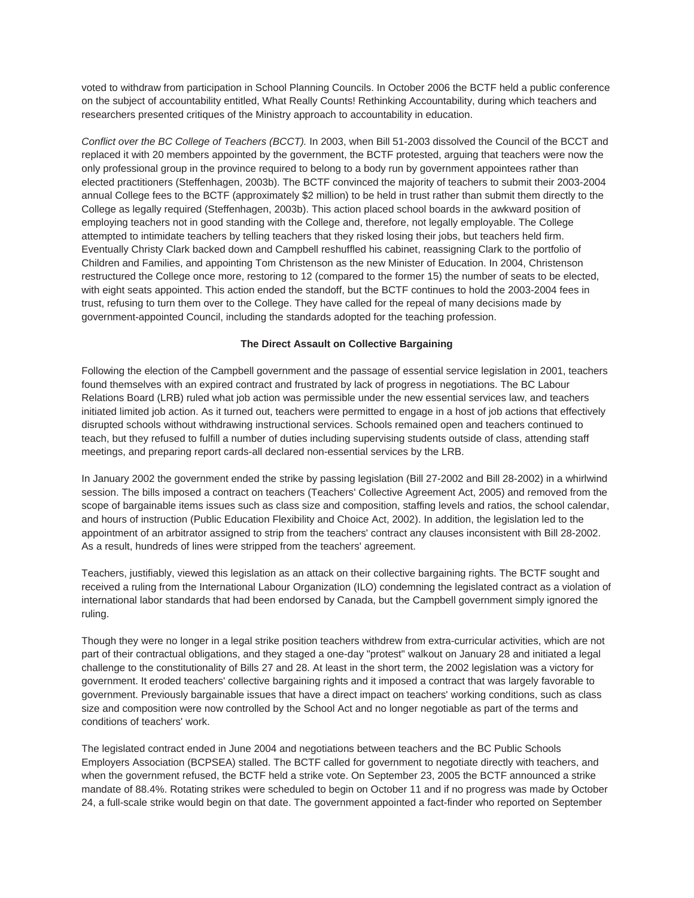voted to withdraw from participation in School Planning Councils. In October 2006 the BCTF held a public conference on the subject of accountability entitled, What Really Counts! Rethinking Accountability, during which teachers and researchers presented critiques of the Ministry approach to accountability in education.

*Conflict over the BC College of Teachers (BCCT).* In 2003, when Bill 51-2003 dissolved the Council of the BCCT and replaced it with 20 members appointed by the government, the BCTF protested, arguing that teachers were now the only professional group in the province required to belong to a body run by government appointees rather than elected practitioners (Steffenhagen, 2003b). The BCTF convinced the majority of teachers to submit their 2003-2004 annual College fees to the BCTF (approximately $2 million) to be held in trust rather than submit them directly to the College as legally required (Steffenhagen, 2003b). This action placed school boards in the awkward position of employing teachers not in good standing with the College and, therefore, not legally employable. The College attempted to intimidate teachers by telling teachers that they risked losing their jobs, but teachers held firm. Eventually Christy Clark backed down and Campbell reshuffled his cabinet, reassigning Clark to the portfolio of Children and Families, and appointing Tom Christenson as the new Minister of Education. In 2004, Christenson restructured the College once more, restoring to 12 (compared to the former 15) the number of seats to be elected, with eight seats appointed. This action ended the standoff, but the BCTF continues to hold the 2003-2004 fees in trust, refusing to turn them over to the College. They have called for the repeal of many decisions made by government-appointed Council, including the standards adopted for the teaching profession.

## The Direct Assault on Collective Bargaining

Following the election of the Campbell government and the passage of essential service legislation in 2001, teachers found themselves with an expired contract and frustrated by lack of progress in negotiations. The BC Labour Relations Board (LRB) ruled what job action was permissible under the new essential services law, and teachers initiated limited job action. As it turned out, teachers were permitted to engage in a host of job actions that effectively disrupted schools without withdrawing instructional services. Schools remained open and teachers continued to teach, but they refused to fulfill a number of duties including supervising students outside of class, attending staff meetings, and preparing report cards-all declared non-essential services by the LRB.

In January 2002 the government ended the strike by passing legislation (Bill 27-2002 and Bill 28-2002) in a whirlwind session. The bills imposed a contract on teachers (Teachers' Collective Agreement Act, 2005) and removed from the scope of bargainable items issues such as class size and composition, staffing levels and ratios, the school calendar, and hours of instruction (Public Education Flexibility and Choice Act, 2002). In addition, the legislation led to the appointment of an arbitrator assigned to strip from the teachers' contract any clauses inconsistent with Bill 28-2002. As a result, hundreds of lines were stripped from the teachers' agreement.

Teachers, justifiably, viewed this legislation as an attack on their collective bargaining rights. The BCTF sought and received a ruling from the International Labour Organization (ILO) condemning the legislated contract as a violation of international labor standards that had been endorsed by Canada, but the Campbell government simply ignored the ruling.

Though they were no longer in a legal strike position teachers withdrew from extra-curricular activities, which are not part of their contractual obligations, and they staged a one-day "protest" walkout on January 28 and initiated a legal challenge to the constitutionality of Bills 27 and 28. At least in the short term, the 2002 legislation was a victory for government. It eroded teachers' collective bargaining rights and it imposed a contract that was largely favorable to government. Previously bargainable issues that have a direct impact on teachers' working conditions, such as class size and composition were now controlled by the School Act and no longer negotiable as part of the terms and conditions of teachers' work.

The legislated contract ended in June 2004 and negotiations between teachers and the BC Public Schools Employers Association (BCPSEA) stalled. The BCTF called for government to negotiate directly with teachers, and when the government refused, the BCTF held a strike vote. On September 23, 2005 the BCTF announced a strike mandate of 88.4%. Rotating strikes were scheduled to begin on October 11 and if no progress was made by October 24, a full-scale strike would begin on that date. The government appointed a fact-finder who reported on September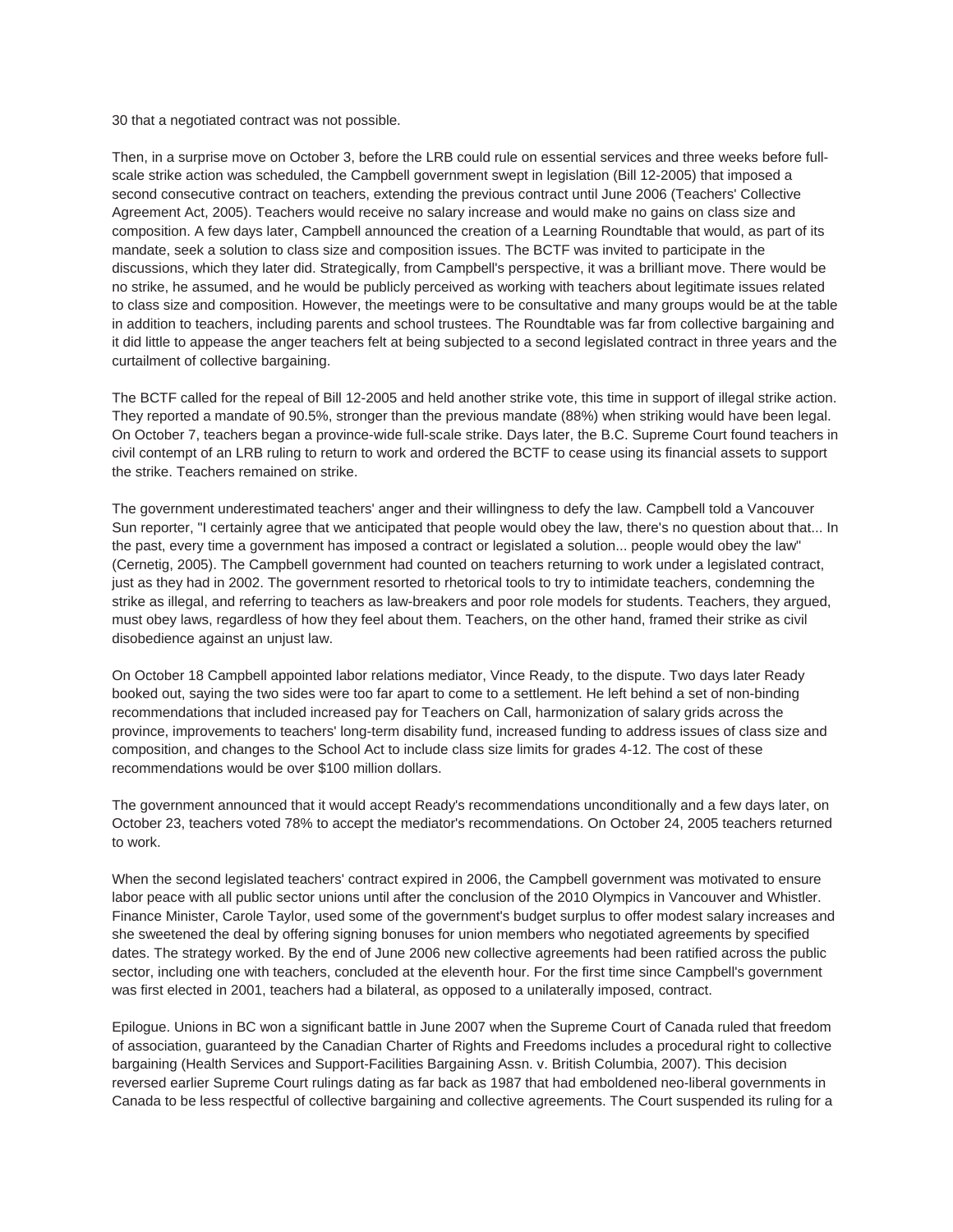30 that a negotiated contract was not possible.

Then, in a surprise move on October 3, before the LRB could rule on essential services and three weeks before full-scale strike action was scheduled, the Campbell government swept in legislation (Bill 12-2005) that imposed a second consecutive contract on teachers, extending the previous contract until June 2006 (Teachers' Collective Agreement Act, 2005). Teachers would receive no salary increase and would make no gains on class size and composition. A few days later, Campbell announced the creation of a Learning Roundtable that would, as part of its mandate, seek a solution to class size and composition issues. The BCTF was invited to participate in the discussions, which they later did. Strategically, from Campbell's perspective, it was a brilliant move. There would be no strike, he assumed, and he would be publicly perceived as working with teachers about legitimate issues related to class size and composition. However, the meetings were to be consultative and many groups would be at the table in addition to teachers, including parents and school trustees. The Roundtable was far from collective bargaining and it did little to appease the anger teachers felt at being subjected to a second legislated contract in three years and the curtailment of collective bargaining.

The BCTF called for the repeal of Bill 12-2005 and held another strike vote, this time in support of illegal strike action. They reported a mandate of 90.5%, stronger than the previous mandate (88%) when striking would have been legal. On October 7, teachers began a province-wide full-scale strike. Days later, the B.C. Supreme Court found teachers in civil contempt of an LRB ruling to return to work and ordered the BCTF to cease using its financial assets to support the strike. Teachers remained on strike.

The government underestimated teachers' anger and their willingness to defy the law. Campbell told a Vancouver Sun reporter, "I certainly agree that we anticipated that people would obey the law, there's no question about that... In the past, every time a government has imposed a contract or legislated a solution... people would obey the law" (Cernetig, 2005). The Campbell government had counted on teachers returning to work under a legislated contract, just as they had in 2002. The government resorted to rhetorical tools to try to intimidate teachers, condemning the strike as illegal, and referring to teachers as law-breakers and poor role models for students. Teachers, they argued, must obey laws, regardless of how they feel about them. Teachers, on the other hand, framed their strike as civil disobedience against an unjust law.

On October 18 Campbell appointed labor relations mediator, Vince Ready, to the dispute. Two days later Ready booked out, saying the two sides were too far apart to come to a settlement. He left behind a set of non-binding recommendations that included increased pay for Teachers on Call, harmonization of salary grids across the province, improvements to teachers' long-term disability fund, increased funding to address issues of class size and composition, and changes to the School Act to include class size limits for grades 4-12. The cost of these recommendations would be over $100 million dollars.

The government announced that it would accept Ready's recommendations unconditionally and a few days later, on October 23, teachers voted 78% to accept the mediator's recommendations. On October 24, 2005 teachers returned to work.

When the second legislated teachers' contract expired in 2006, the Campbell government was motivated to ensure labor peace with all public sector unions until after the conclusion of the 2010 Olympics in Vancouver and Whistler. Finance Minister, Carole Taylor, used some of the government's budget surplus to offer modest salary increases and she sweetened the deal by offering signing bonuses for union members who negotiated agreements by specified dates. The strategy worked. By the end of June 2006 new collective agreements had been ratified across the public sector, including one with teachers, concluded at the eleventh hour. For the first time since Campbell's government was first elected in 2001, teachers had a bilateral, as opposed to a unilaterally imposed, contract.

Epilogue. Unions in BC won a significant battle in June 2007 when the Supreme Court of Canada ruled that freedom of association, guaranteed by the Canadian Charter of Rights and Freedoms includes a procedural right to collective bargaining (Health Services and Support-Facilities Bargaining Assn. v. British Columbia, 2007). This decision reversed earlier Supreme Court rulings dating as far back as 1987 that had emboldened neo-liberal governments in Canada to be less respectful of collective bargaining and collective agreements. The Court suspended its ruling for a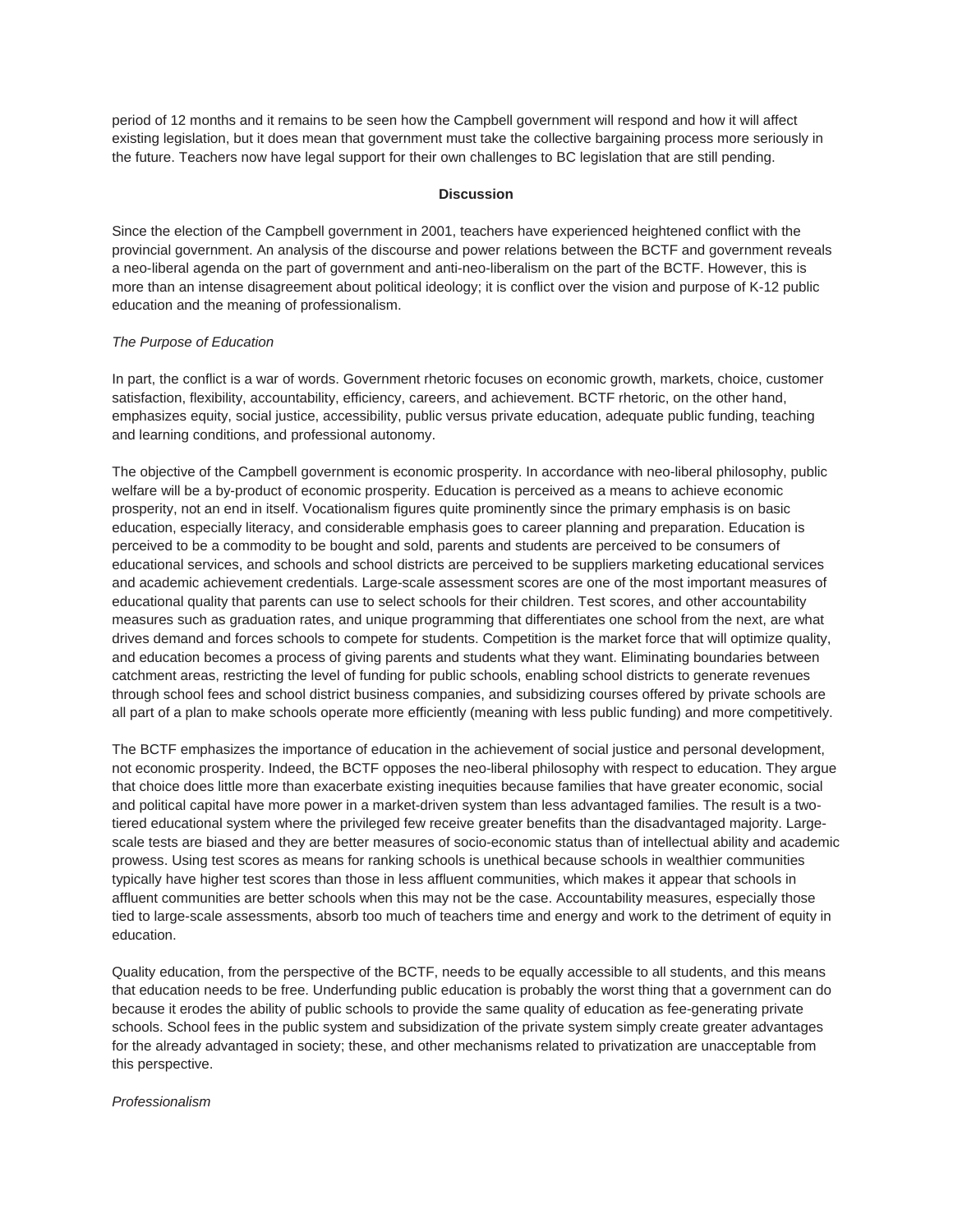period of 12 months and it remains to be seen how the Campbell government will respond and how it will affect existing legislation, but it does mean that government must take the collective bargaining process more seriously in the future. Teachers now have legal support for their own challenges to BC legislation that are still pending.

## Discussion

Since the election of the Campbell government in 2001, teachers have experienced heightened conflict with the provincial government. An analysis of the discourse and power relations between the BCTF and government reveals a neo-liberal agenda on the part of government and anti-neo-liberalism on the part of the BCTF. However, this is more than an intense disagreement about political ideology; it is conflict over the vision and purpose of K-12 public education and the meaning of professionalism.

### *The Purpose of Education*

In part, the conflict is a war of words. Government rhetoric focuses on economic growth, markets, choice, customer satisfaction, flexibility, accountability, efficiency, careers, and achievement. BCTF rhetoric, on the other hand, emphasizes equity, social justice, accessibility, public versus private education, adequate public funding, teaching and learning conditions, and professional autonomy.

The objective of the Campbell government is economic prosperity. In accordance with neo-liberal philosophy, public welfare will be a by-product of economic prosperity. Education is perceived as a means to achieve economic prosperity, not an end in itself. Vocationalism figures quite prominently since the primary emphasis is on basic education, especially literacy, and considerable emphasis goes to career planning and preparation. Education is perceived to be a commodity to be bought and sold, parents and students are perceived to be consumers of educational services, and schools and school districts are perceived to be suppliers marketing educational services and academic achievement credentials. Large-scale assessment scores are one of the most important measures of educational quality that parents can use to select schools for their children. Test scores, and other accountability measures such as graduation rates, and unique programming that differentiates one school from the next, are what drives demand and forces schools to compete for students. Competition is the market force that will optimize quality, and education becomes a process of giving parents and students what they want. Eliminating boundaries between catchment areas, restricting the level of funding for public schools, enabling school districts to generate revenues through school fees and school district business companies, and subsidizing courses offered by private schools are all part of a plan to make schools operate more efficiently (meaning with less public funding) and more competitively.

The BCTF emphasizes the importance of education in the achievement of social justice and personal development, not economic prosperity. Indeed, the BCTF opposes the neo-liberal philosophy with respect to education. They argue that choice does little more than exacerbate existing inequities because families that have greater economic, social and political capital have more power in a market-driven system than less advantaged families. The result is a two-tiered educational system where the privileged few receive greater benefits than the disadvantaged majority. Large-scale tests are biased and they are better measures of socio-economic status than of intellectual ability and academic prowess. Using test scores as means for ranking schools is unethical because schools in wealthier communities typically have higher test scores than those in less affluent communities, which makes it appear that schools in affluent communities are better schools when this may not be the case. Accountability measures, especially those tied to large-scale assessments, absorb too much of teachers time and energy and work to the detriment of equity in education.

Quality education, from the perspective of the BCTF, needs to be equally accessible to all students, and this means that education needs to be free. Underfunding public education is probably the worst thing that a government can do because it erodes the ability of public schools to provide the same quality of education as fee-generating private schools. School fees in the public system and subsidization of the private system simply create greater advantages for the already advantaged in society; these, and other mechanisms related to privatization are unacceptable from this perspective.

### *Professionalism*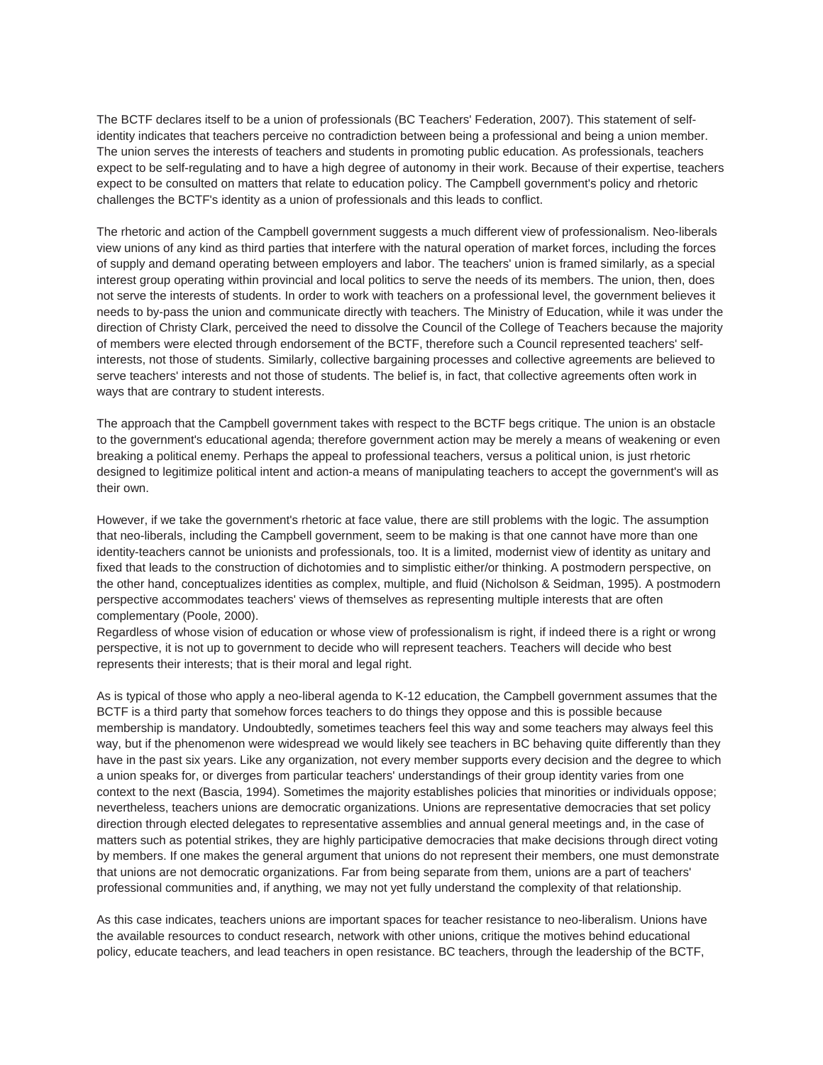The BCTF declares itself to be a union of professionals (BC Teachers' Federation, 2007). This statement of self-identity indicates that teachers perceive no contradiction between being a professional and being a union member. The union serves the interests of teachers and students in promoting public education. As professionals, teachers expect to be self-regulating and to have a high degree of autonomy in their work. Because of their expertise, teachers expect to be consulted on matters that relate to education policy. The Campbell government's policy and rhetoric challenges the BCTF's identity as a union of professionals and this leads to conflict.

The rhetoric and action of the Campbell government suggests a much different view of professionalism. Neo-liberals view unions of any kind as third parties that interfere with the natural operation of market forces, including the forces of supply and demand operating between employers and labor. The teachers' union is framed similarly, as a special interest group operating within provincial and local politics to serve the needs of its members. The union, then, does not serve the interests of students. In order to work with teachers on a professional level, the government believes it needs to by-pass the union and communicate directly with teachers. The Ministry of Education, while it was under the direction of Christy Clark, perceived the need to dissolve the Council of the College of Teachers because the majority of members were elected through endorsement of the BCTF, therefore such a Council represented teachers' self-interests, not those of students. Similarly, collective bargaining processes and collective agreements are believed to serve teachers' interests and not those of students. The belief is, in fact, that collective agreements often work in ways that are contrary to student interests.

The approach that the Campbell government takes with respect to the BCTF begs critique. The union is an obstacle to the government's educational agenda; therefore government action may be merely a means of weakening or even breaking a political enemy. Perhaps the appeal to professional teachers, versus a political union, is just rhetoric designed to legitimize political intent and action-a means of manipulating teachers to accept the government's will as their own.

However, if we take the government's rhetoric at face value, there are still problems with the logic. The assumption that neo-liberals, including the Campbell government, seem to be making is that one cannot have more than one identity-teachers cannot be unionists and professionals, too. It is a limited, modernist view of identity as unitary and fixed that leads to the construction of dichotomies and to simplistic either/or thinking. A postmodern perspective, on the other hand, conceptualizes identities as complex, multiple, and fluid (Nicholson & Seidman, 1995). A postmodern perspective accommodates teachers' views of themselves as representing multiple interests that are often complementary (Poole, 2000).

Regardless of whose vision of education or whose view of professionalism is right, if indeed there is a right or wrong perspective, it is not up to government to decide who will represent teachers. Teachers will decide who best represents their interests; that is their moral and legal right.

As is typical of those who apply a neo-liberal agenda to K-12 education, the Campbell government assumes that the BCTF is a third party that somehow forces teachers to do things they oppose and this is possible because membership is mandatory. Undoubtedly, sometimes teachers feel this way and some teachers may always feel this way, but if the phenomenon were widespread we would likely see teachers in BC behaving quite differently than they have in the past six years. Like any organization, not every member supports every decision and the degree to which a union speaks for, or diverges from particular teachers' understandings of their group identity varies from one context to the next (Bascia, 1994). Sometimes the majority establishes policies that minorities or individuals oppose; nevertheless, teachers unions are democratic organizations. Unions are representative democracies that set policy direction through elected delegates to representative assemblies and annual general meetings and, in the case of matters such as potential strikes, they are highly participative democracies that make decisions through direct voting by members. If one makes the general argument that unions do not represent their members, one must demonstrate that unions are not democratic organizations. Far from being separate from them, unions are a part of teachers' professional communities and, if anything, we may not yet fully understand the complexity of that relationship.

As this case indicates, teachers unions are important spaces for teacher resistance to neo-liberalism. Unions have the available resources to conduct research, network with other unions, critique the motives behind educational policy, educate teachers, and lead teachers in open resistance. BC teachers, through the leadership of the BCTF,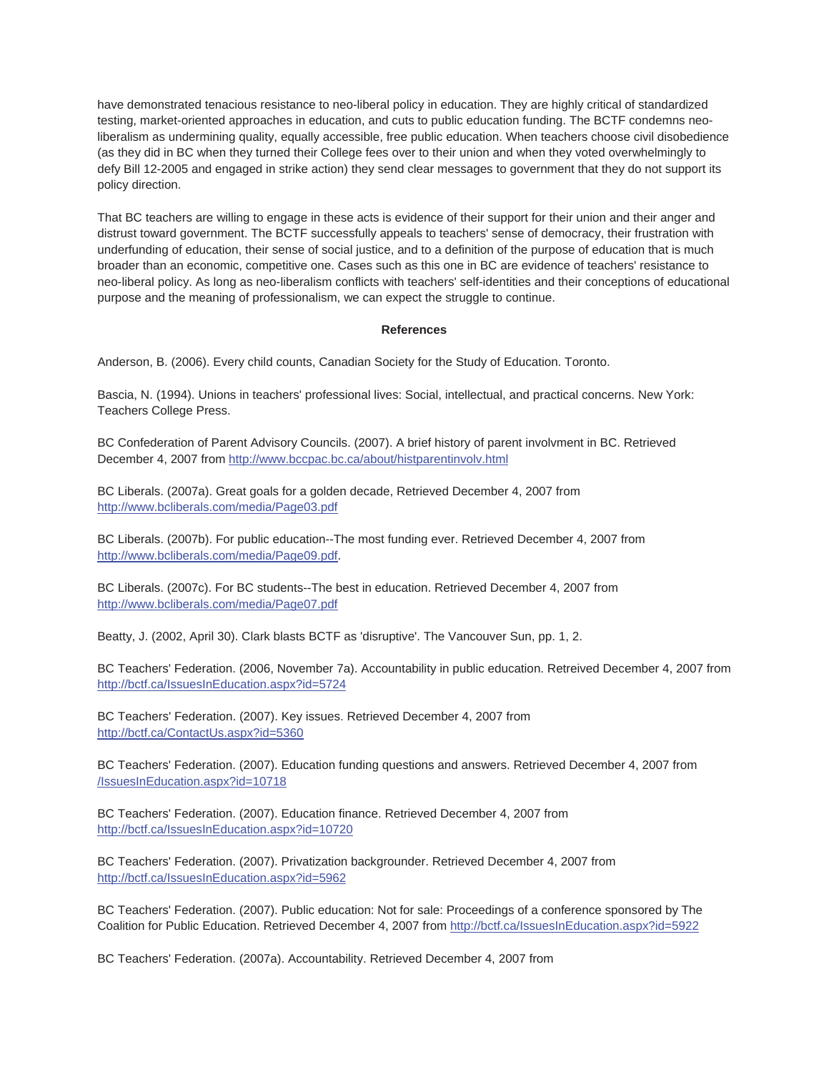have demonstrated tenacious resistance to neo-liberal policy in education. They are highly critical of standardized testing, market-oriented approaches in education, and cuts to public education funding. The BCTF condemns neo-liberalism as undermining quality, equally accessible, free public education. When teachers choose civil disobedience (as they did in BC when they turned their College fees over to their union and when they voted overwhelmingly to defy Bill 12-2005 and engaged in strike action) they send clear messages to government that they do not support its policy direction.

That BC teachers are willing to engage in these acts is evidence of their support for their union and their anger and distrust toward government. The BCTF successfully appeals to teachers' sense of democracy, their frustration with underfunding of education, their sense of social justice, and to a definition of the purpose of education that is much broader than an economic, competitive one. Cases such as this one in BC are evidence of teachers' resistance to neo-liberal policy. As long as neo-liberalism conflicts with teachers' self-identities and their conceptions of educational purpose and the meaning of professionalism, we can expect the struggle to continue.

## References

Anderson, B. (2006). Every child counts, Canadian Society for the Study of Education. Toronto.

Bascia, N. (1994). Unions in teachers' professional lives: Social, intellectual, and practical concerns. New York: Teachers College Press.

BC Confederation of Parent Advisory Councils. (2007). A brief history of parent involvment in BC. Retrieved December 4, 2007 from http://www.bccpac.bc.ca/about/histparentinvolv.html

BC Liberals. (2007a). Great goals for a golden decade, Retrieved December 4, 2007 from http://www.bcliberals.com/media/Page03.pdf

BC Liberals. (2007b). For public education--The most funding ever. Retrieved December 4, 2007 from http://www.bcliberals.com/media/Page09.pdf.

BC Liberals. (2007c). For BC students--The best in education. Retrieved December 4, 2007 from http://www.bcliberals.com/media/Page07.pdf

Beatty, J. (2002, April 30). Clark blasts BCTF as 'disruptive'. The Vancouver Sun, pp. 1, 2.

BC Teachers' Federation. (2006, November 7a). Accountability in public education. Retreived December 4, 2007 from http://bctf.ca/IssuesInEducation.aspx?id=5724

BC Teachers' Federation. (2007). Key issues. Retrieved December 4, 2007 from http://bctf.ca/ContactUs.aspx?id=5360

BC Teachers' Federation. (2007). Education funding questions and answers. Retrieved December 4, 2007 from /IssuesInEducation.aspx?id=10718

BC Teachers' Federation. (2007). Education finance. Retrieved December 4, 2007 from http://bctf.ca/IssuesInEducation.aspx?id=10720

BC Teachers' Federation. (2007). Privatization backgrounder. Retrieved December 4, 2007 from http://bctf.ca/IssuesInEducation.aspx?id=5962

BC Teachers' Federation. (2007). Public education: Not for sale: Proceedings of a conference sponsored by The Coalition for Public Education. Retrieved December 4, 2007 from http://bctf.ca/IssuesInEducation.aspx?id=5922

BC Teachers' Federation. (2007a). Accountability. Retrieved December 4, 2007 from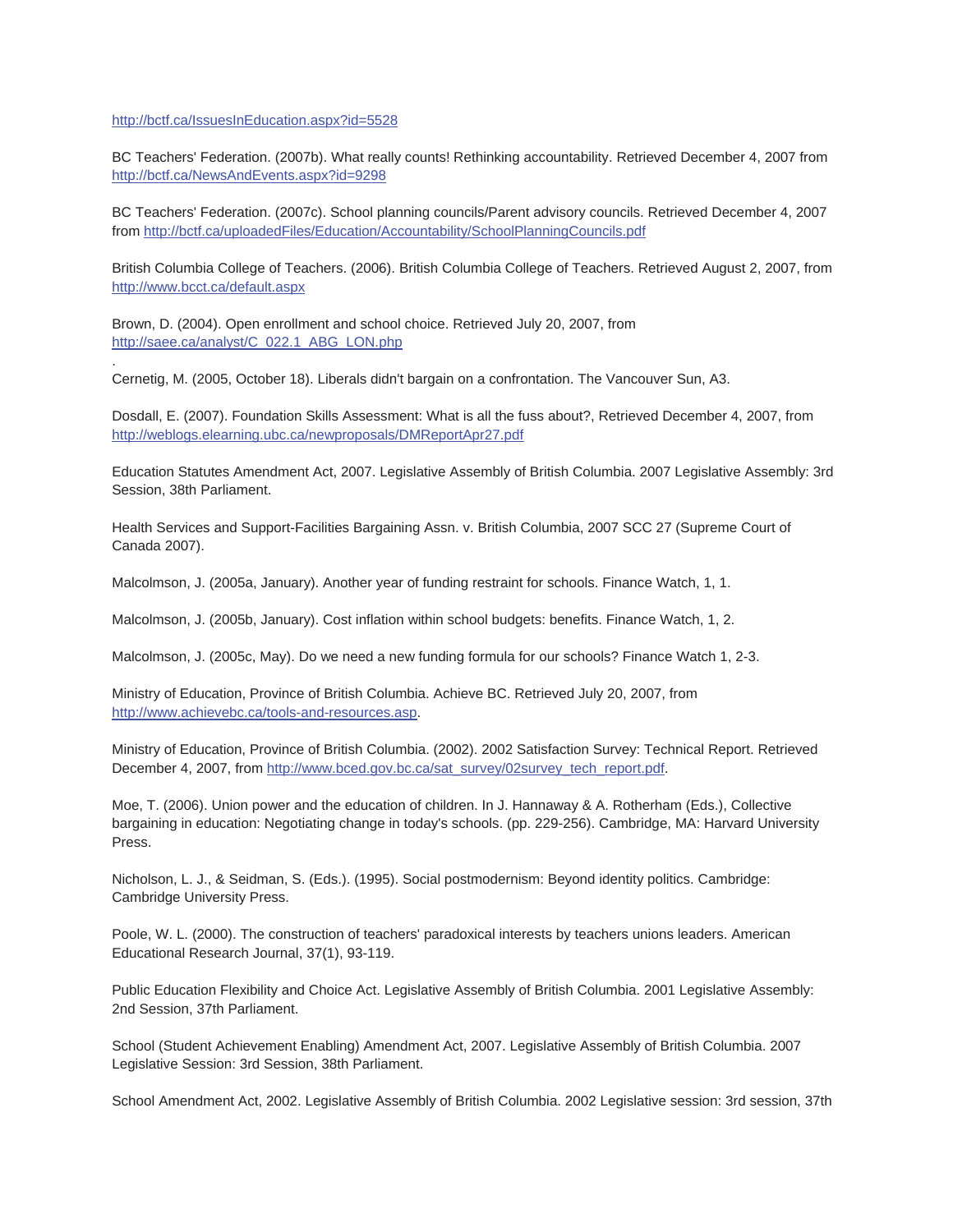http://bctf.ca/IssuesInEducation.aspx?id=5528

BC Teachers' Federation. (2007b). What really counts! Rethinking accountability. Retrieved December 4, 2007 from http://bctf.ca/NewsAndEvents.aspx?id=9298

BC Teachers' Federation. (2007c). School planning councils/Parent advisory councils. Retrieved December 4, 2007 from http://bctf.ca/uploadedFiles/Education/Accountability/SchoolPlanningCouncils.pdf

British Columbia College of Teachers. (2006). British Columbia College of Teachers. Retrieved August 2, 2007, from http://www.bcct.ca/default.aspx

Brown, D. (2004). Open enrollment and school choice. Retrieved July 20, 2007, from http://saee.ca/analyst/C_022.1_ABG_LON.php

.

Cernetig, M. (2005, October 18). Liberals didn't bargain on a confrontation. The Vancouver Sun, A3.

Dosdall, E. (2007). Foundation Skills Assessment: What is all the fuss about?, Retrieved December 4, 2007, from http://weblogs.elearning.ubc.ca/newproposals/DMReportApr27.pdf

Education Statutes Amendment Act, 2007. Legislative Assembly of British Columbia. 2007 Legislative Assembly: 3rd Session, 38th Parliament.

Health Services and Support-Facilities Bargaining Assn. v. British Columbia, 2007 SCC 27 (Supreme Court of Canada 2007).

Malcolmson, J. (2005a, January). Another year of funding restraint for schools. Finance Watch, 1, 1.

Malcolmson, J. (2005b, January). Cost inflation within school budgets: benefits. Finance Watch, 1, 2.

Malcolmson, J. (2005c, May). Do we need a new funding formula for our schools? Finance Watch 1, 2-3.

Ministry of Education, Province of British Columbia. Achieve BC. Retrieved July 20, 2007, from http://www.achievebc.ca/tools-and-resources.asp.

Ministry of Education, Province of British Columbia. (2002). 2002 Satisfaction Survey: Technical Report. Retrieved December 4, 2007, from http://www.bced.gov.bc.ca/sat_survey/02survey_tech_report.pdf.

Moe, T. (2006). Union power and the education of children. In J. Hannaway & A. Rotherham (Eds.), Collective bargaining in education: Negotiating change in today's schools. (pp. 229-256). Cambridge, MA: Harvard University Press.

Nicholson, L. J., & Seidman, S. (Eds.). (1995). Social postmodernism: Beyond identity politics. Cambridge: Cambridge University Press.

Poole, W. L. (2000). The construction of teachers' paradoxical interests by teachers unions leaders. American Educational Research Journal, 37(1), 93-119.

Public Education Flexibility and Choice Act. Legislative Assembly of British Columbia. 2001 Legislative Assembly: 2nd Session, 37th Parliament.

School (Student Achievement Enabling) Amendment Act, 2007. Legislative Assembly of British Columbia. 2007 Legislative Session: 3rd Session, 38th Parliament.

School Amendment Act, 2002. Legislative Assembly of British Columbia. 2002 Legislative session: 3rd session, 37th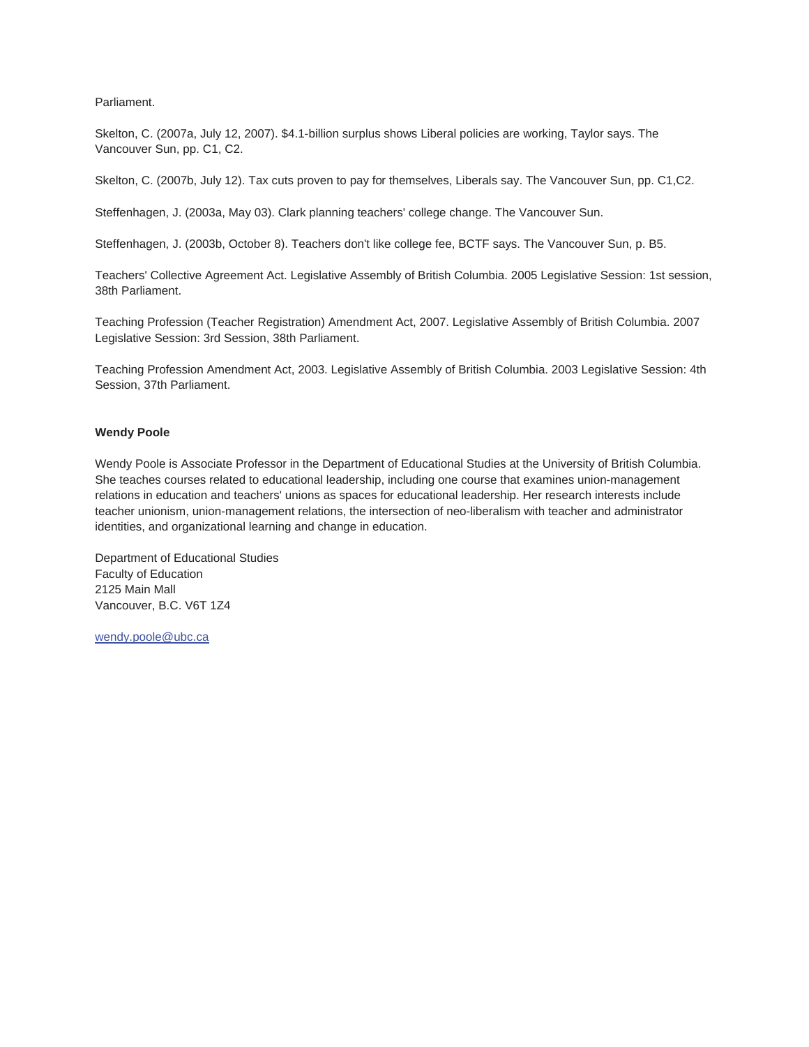Parliament.

Skelton, C. (2007a, July 12, 2007). $4.1-billion surplus shows Liberal policies are working, Taylor says. The Vancouver Sun, pp. C1, C2.

Skelton, C. (2007b, July 12). Tax cuts proven to pay for themselves, Liberals say. The Vancouver Sun, pp. C1,C2.

Steffenhagen, J. (2003a, May 03). Clark planning teachers' college change. The Vancouver Sun.

Steffenhagen, J. (2003b, October 8). Teachers don't like college fee, BCTF says. The Vancouver Sun, p. B5.

Teachers' Collective Agreement Act. Legislative Assembly of British Columbia. 2005 Legislative Session: 1st session, 38th Parliament.

Teaching Profession (Teacher Registration) Amendment Act, 2007. Legislative Assembly of British Columbia. 2007 Legislative Session: 3rd Session, 38th Parliament.

Teaching Profession Amendment Act, 2003. Legislative Assembly of British Columbia. 2003 Legislative Session: 4th Session, 37th Parliament.

**Wendy Poole**

Wendy Poole is Associate Professor in the Department of Educational Studies at the University of British Columbia. She teaches courses related to educational leadership, including one course that examines union-management relations in education and teachers' unions as spaces for educational leadership. Her research interests include teacher unionism, union-management relations, the intersection of neo-liberalism with teacher and administrator identities, and organizational learning and change in education.

Department of Educational Studies
Faculty of Education
2125 Main Mall
Vancouver, B.C. V6T 1Z4

wendy.poole@ubc.ca